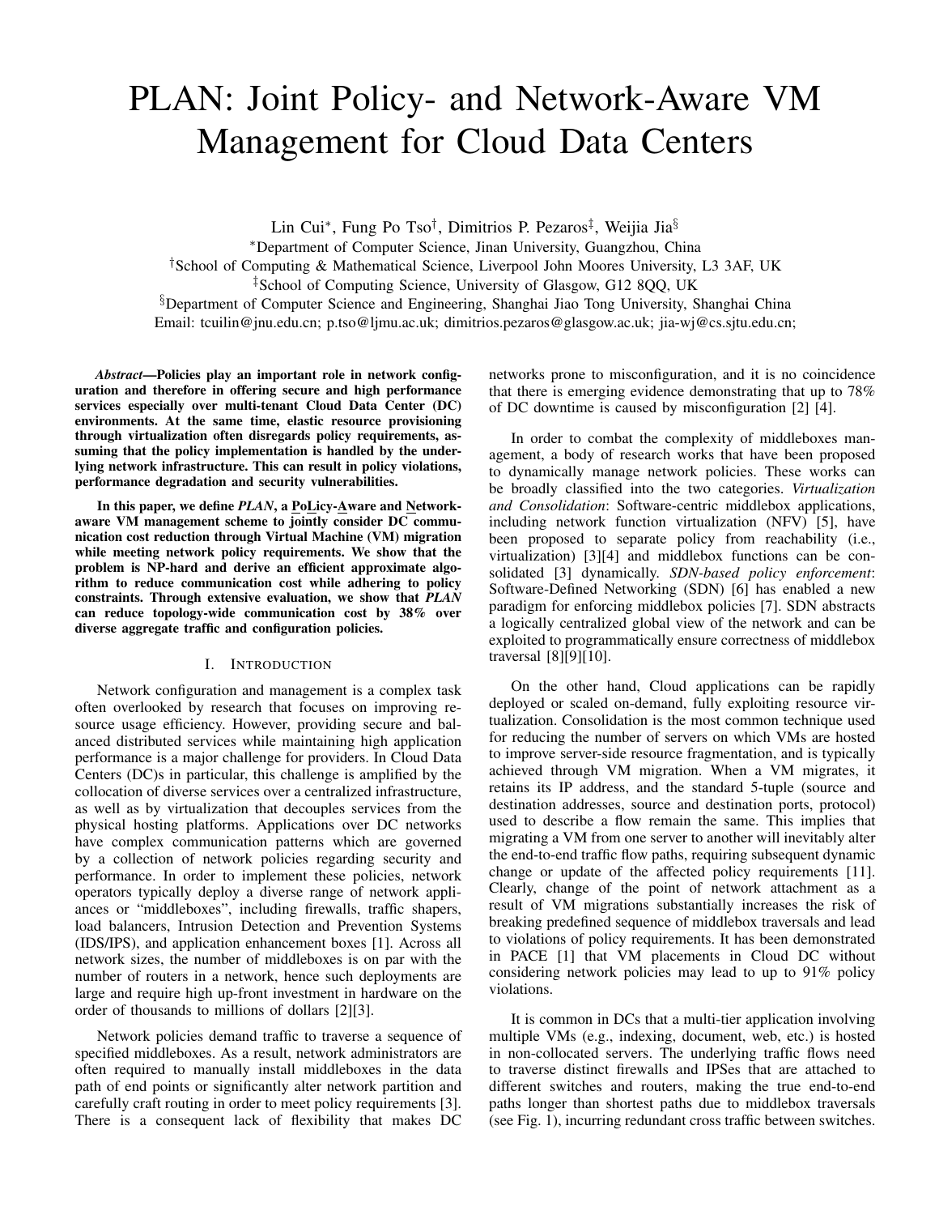# PLAN: Joint Policy- and Network-Aware VM Management for Cloud Data Centers

Lin Cui*, Fung Po Tso†, Dimitrios P. Pezaros‡, Weijia Jia§

*Department of Computer Science, Jinan University, Guangzhou, China
†School of Computing & Mathematical Science, Liverpool John Moores University, L3 3AF, UK
‡School of Computing Science, University of Glasgow, G12 8QQ, UK
§Department of Computer Science and Engineering, Shanghai Jiao Tong University, Shanghai China
Email: tcuilin@jnu.edu.cn; p.tso@ljmu.ac.uk; dimitrios.pezaros@glasgow.ac.uk; jia-wj@cs.sjtu.edu.cn;

***Abstract*—Policies play an important role in network configuration and therefore in offering secure and high performance services especially over multi-tenant Cloud Data Center (DC) environments. At the same time, elastic resource provisioning through virtualization often disregards policy requirements, assuming that the policy implementation is handled by the underlying network infrastructure. This can result in policy violations, performance degradation and security vulnerabilities.**

**In this paper, we define *PLAN*, a PoLicy-Aware and Network-aware VM management scheme to jointly consider DC communication cost reduction through Virtual Machine (VM) migration while meeting network policy requirements. We show that the problem is NP-hard and derive an efficient approximate algorithm to reduce communication cost while adhering to policy constraints. Through extensive evaluation, we show that *PLAN* can reduce topology-wide communication cost by 38% over diverse aggregate traffic and configuration policies.**

## I. Introduction

Network configuration and management is a complex task often overlooked by research that focuses on improving resource usage efficiency. However, providing secure and balanced distributed services while maintaining high application performance is a major challenge for providers. In Cloud Data Centers (DC)s in particular, this challenge is amplified by the collocation of diverse services over a centralized infrastructure, as well as by virtualization that decouples services from the physical hosting platforms. Applications over DC networks have complex communication patterns which are governed by a collection of network policies regarding security and performance. In order to implement these policies, network operators typically deploy a diverse range of network appliances or "middleboxes", including firewalls, traffic shapers, load balancers, Intrusion Detection and Prevention Systems (IDS/IPS), and application enhancement boxes [1]. Across all network sizes, the number of middleboxes is on par with the number of routers in a network, hence such deployments are large and require high up-front investment in hardware on the order of thousands to millions of dollars [2][3].

Network policies demand traffic to traverse a sequence of specified middleboxes. As a result, network administrators are often required to manually install middleboxes in the data path of end points or significantly alter network partition and carefully craft routing in order to meet policy requirements [3]. There is a consequent lack of flexibility that makes DC networks prone to misconfiguration, and it is no coincidence that there is emerging evidence demonstrating that up to 78% of DC downtime is caused by misconfiguration [2] [4].

In order to combat the complexity of middleboxes management, a body of research works that have been proposed to dynamically manage network policies. These works can be broadly classified into the two categories. *Virtualization and Consolidation*: Software-centric middlebox applications, including network function virtualization (NFV) [5], have been proposed to separate policy from reachability (i.e., virtualization) [3][4] and middlebox functions can be consolidated [3] dynamically. *SDN-based policy enforcement*: Software-Defined Networking (SDN) [6] has enabled a new paradigm for enforcing middlebox policies [7]. SDN abstracts a logically centralized global view of the network and can be exploited to programmatically ensure correctness of middlebox traversal [8][9][10].

On the other hand, Cloud applications can be rapidly deployed or scaled on-demand, fully exploiting resource virtualization. Consolidation is the most common technique used for reducing the number of servers on which VMs are hosted to improve server-side resource fragmentation, and is typically achieved through VM migration. When a VM migrates, it retains its IP address, and the standard 5-tuple (source and destination addresses, source and destination ports, protocol) used to describe a flow remain the same. This implies that migrating a VM from one server to another will inevitably alter the end-to-end traffic flow paths, requiring subsequent dynamic change or update of the affected policy requirements [11]. Clearly, change of the point of network attachment as a result of VM migrations substantially increases the risk of breaking predefined sequence of middlebox traversals and lead to violations of policy requirements. It has been demonstrated in PACE [1] that VM placements in Cloud DC without considering network policies may lead to up to 91% policy violations.

It is common in DCs that a multi-tier application involving multiple VMs (e.g., indexing, document, web, etc.) is hosted in non-collocated servers. The underlying traffic flows need to traverse distinct firewalls and IPSes that are attached to different switches and routers, making the true end-to-end paths longer than shortest paths due to middlebox traversals (see Fig. 1), incurring redundant cross traffic between switches.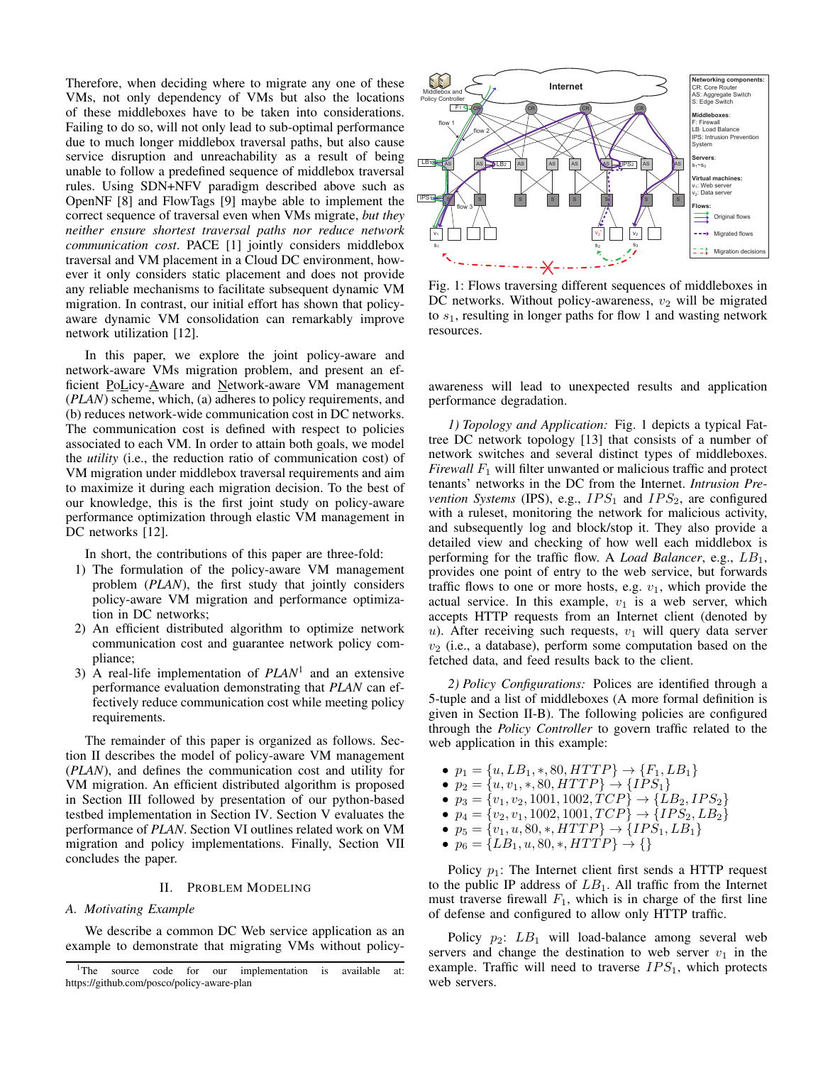Therefore, when deciding where to migrate any one of these VMs, not only dependency of VMs but also the locations of these middleboxes have to be taken into considerations. Failing to do so, will not only lead to sub-optimal performance due to much longer middlebox traversal paths, but also cause service disruption and unreachability as a result of being unable to follow a predefined sequence of middlebox traversal rules. Using SDN+NFV paradigm described above such as OpenNF [8] and FlowTags [9] maybe able to implement the correct sequence of traversal even when VMs migrate, *but they neither ensure shortest traversal paths nor reduce network communication cost*. PACE [1] jointly considers middlebox traversal and VM placement in a Cloud DC environment, however it only considers static placement and does not provide any reliable mechanisms to facilitate subsequent dynamic VM migration. In contrast, our initial effort has shown that policy-aware dynamic VM consolidation can remarkably improve network utilization [12].

In this paper, we explore the joint policy-aware and network-aware VMs migration problem, and present an efficient PoLicy-Aware and Network-aware VM management (*PLAN*) scheme, which, (a) adheres to policy requirements, and (b) reduces network-wide communication cost in DC networks. The communication cost is defined with respect to policies associated to each VM. In order to attain both goals, we model the *utility* (i.e., the reduction ratio of communication cost) of VM migration under middlebox traversal requirements and aim to maximize it during each migration decision. To the best of our knowledge, this is the first joint study on policy-aware performance optimization through elastic VM management in DC networks [12].

In short, the contributions of this paper are three-fold:

1) The formulation of the policy-aware VM management problem (*PLAN*), the first study that jointly considers policy-aware VM migration and performance optimization in DC networks;
2) An efficient distributed algorithm to optimize network communication cost and guarantee network policy compliance;
3) A real-life implementation of *PLAN*[1] and an extensive performance evaluation demonstrating that *PLAN* can effectively reduce communication cost while meeting policy requirements.

The remainder of this paper is organized as follows. Section II describes the model of policy-aware VM management (*PLAN*), and defines the communication cost and utility for VM migration. An efficient distributed algorithm is proposed in Section III followed by presentation of our python-based testbed implementation in Section IV. Section V evaluates the performance of *PLAN*. Section VI outlines related work on VM migration and policy implementations. Finally, Section VII concludes the paper.

## II. Problem Modeling

### A. Motivating Example

We describe a common DC Web service application as an example to demonstrate that migrating VMs without policy-awareness will lead to unexpected results and application performance degradation.

[1]The source code for our implementation is available at: https://github.com/posco/policy-aware-plan

Fig. 1: Flows traversing different sequences of middleboxes in DC networks. Without policy-awareness, $v_2$ will be migrated to $s_1$, resulting in longer paths for flow 1 and wasting network resources.

*1) Topology and Application:* Fig. 1 depicts a typical Fat-tree DC network topology [13] that consists of a number of network switches and several distinct types of middleboxes. *Firewall* $F_1$ will filter unwanted or malicious traffic and protect tenants' networks in the DC from the Internet. *Intrusion Prevention Systems* (IPS), e.g., $IPS_1$ and $IPS_2$, are configured with a ruleset, monitoring the network for malicious activity, and subsequently log and block/stop it. They also provide a detailed view and checking of how well each middlebox is performing for the traffic flow. A *Load Balancer*, e.g., $LB_1$, provides one point of entry to the web service, but forwards traffic flows to one or more hosts, e.g. $v_1$, which provide the actual service. In this example, $v_1$ is a web server, which accepts HTTP requests from an Internet client (denoted by $u$). After receiving such requests, $v_1$ will query data server $v_2$ (i.e., a database), perform some computation based on the fetched data, and feed results back to the client.

*2) Policy Configurations:* Polices are identified through a 5-tuple and a list of middleboxes (A more formal definition is given in Section II-B). The following policies are configured through the *Policy Controller* to govern traffic related to the web application in this example:

- $p_1 = \{u, LB_1, *, 80, HTTP\} \rightarrow \{F_1, LB_1\}$
- $p_2 = \{u, v_1, *, 80, HTTP\} \rightarrow \{IPS_1\}$
- $p_3 = \{v_1, v_2, 1001, 1002, TCP\} \rightarrow \{LB_2, IPS_2\}$
- $p_4 = \{v_2, v_1, 1002, 1001, TCP\} \rightarrow \{IPS_2, LB_2\}$
- $p_5 = \{v_1, u, 80, *, HTTP\} \rightarrow \{IPS_1, LB_1\}$
- $p_6 = \{LB_1, u, 80, *, HTTP\} \rightarrow \{\}$

Policy $p_1$: The Internet client first sends a HTTP request to the public IP address of $LB_1$. All traffic from the Internet must traverse firewall $F_1$, which is in charge of the first line of defense and configured to allow only HTTP traffic.

Policy $p_2$: $LB_1$ will load-balance among several web servers and change the destination to web server $v_1$ in the example. Traffic will need to traverse $IPS_1$, which protects web servers.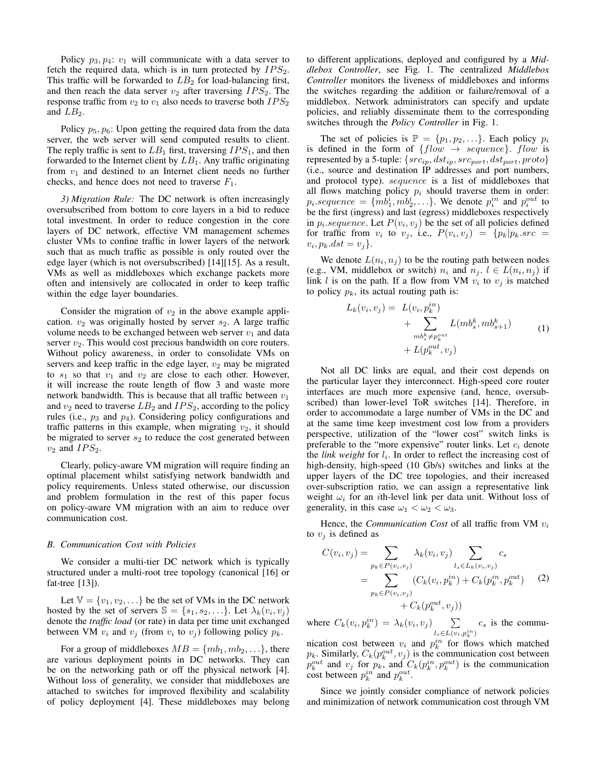Policy $p_3, p_4$: $v_1$ will communicate with a data server to fetch the required data, which is in turn protected by $IPS_2$. This traffic will be forwarded to $LB_2$ for load-balancing first, and then reach the data server $v_2$ after traversing $IPS_2$. The response traffic from $v_2$ to $v_1$ also needs to traverse both $IPS_2$ and $LB_2$.

Policy $p_5, p_6$: Upon getting the required data from the data server, the web server will send computed results to client. The reply traffic is sent to $LB_1$ first, traversing $IPS_1$, and then forwarded to the Internet client by $LB_1$. Any traffic originating from $v_1$ and destined to an Internet client needs no further checks, and hence does not need to traverse $F_1$.

*3) Migration Rule:* The DC network is often increasingly oversubscribed from bottom to core layers in a bid to reduce total investment. In order to reduce congestion in the core layers of DC network, effective VM management schemes cluster VMs to confine traffic in lower layers of the network such that as much traffic as possible is only routed over the edge layer (which is not oversubscribed) [14][15]. As a result, VMs as well as middleboxes which exchange packets more often and intensively are collocated in order to keep traffic within the edge layer boundaries.

Consider the migration of $v_2$ in the above example application. $v_2$ was originally hosted by server $s_2$. A large traffic volume needs to be exchanged between web server $v_1$ and data server $v_2$. This would cost precious bandwidth on core routers. Without policy awareness, in order to consolidate VMs on servers and keep traffic in the edge layer, $v_2$ may be migrated to $s_1$ so that $v_1$ and $v_2$ are close to each other. However, it will increase the route length of flow 3 and waste more network bandwidth. This is because that all traffic between $v_1$ and $v_2$ need to traverse $LB_2$ and $IPS_2$, according to the policy rules (i.e., $p_3$ and $p_4$). Considering policy configurations and traffic patterns in this example, when migrating $v_2$, it should be migrated to server $s_2$ to reduce the cost generated between $v_2$ and $IPS_2$.

Clearly, policy-aware VM migration will require finding an optimal placement whilst satisfying network bandwidth and policy requirements. Unless stated otherwise, our discussion and problem formulation in the rest of this paper focus on policy-aware VM migration with an aim to reduce over communication cost.

### B. Communication Cost with Policies

We consider a multi-tier DC network which is typically structured under a multi-root tree topology (canonical [16] or fat-tree [13]).

Let $\mathbb{V} = \{v_1, v_2, \ldots\}$ be the set of VMs in the DC network hosted by the set of servers $\mathbb{S} = \{s_1, s_2, \ldots\}$. Let $\lambda_k(v_i, v_j)$ denote the *traffic load* (or rate) in data per time unit exchanged between VM $v_i$ and $v_j$ (from $v_i$ to $v_j$) following policy $p_k$.

For a group of middleboxes $MB = \{mb_1, mb_2, \ldots\}$, there are various deployment points in DC networks. They can be on the networking path or off the physical network [4]. Without loss of generality, we consider that middleboxes are attached to switches for improved flexibility and scalability of policy deployment [4]. These middleboxes may belong to different applications, deployed and configured by a *Middlebox Controller*, see Fig. 1. The centralized *Middlebox Controller* monitors the liveness of middleboxes and informs the switches regarding the addition or failure/removal of a middlebox. Network administrators can specify and update policies, and reliably disseminate them to the corresponding switches through the *Policy Controller* in Fig. 1.

The set of policies is $\mathbb{P} = \{p_1, p_2, \ldots\}$. Each policy $p_i$ is defined in the form of $\{flow \rightarrow sequence\}$. $flow$ is represented by a 5-tuple: $\{src_{ip}, dst_{ip}, src_{port}, dst_{port}, proto\}$ (i.e., source and destination IP addresses and port numbers, and protocol type). $sequence$ is a list of middleboxes that all flows matching policy $p_i$ should traverse them in order: $p_i.sequence = \{mb_1^i, mb_2^i, \ldots\}$. We denote $p_i^{in}$ and $p_i^{out}$ to be the first (ingress) and last (egress) middleboxes respectively in $p_i.sequence$. Let $P(v_i, v_j)$ be the set of all policies defined for traffic from $v_i$ to $v_j$, i.e., $P(v_i, v_j) = \{p_k | p_k.src = v_i, p_k.dst = v_j\}$.

We denote $L(n_i, n_j)$ to be the routing path between nodes (e.g., VM, middlebox or switch) $n_i$ and $n_j$. $l \in L(n_i, n_j)$ if link $l$ is on the path. If a flow from VM $v_i$ to $v_j$ is matched to policy $p_k$, its actual routing path is:

$$
\begin{aligned}
L_k(v_i, v_j) = \; & L(v_i, p_k^{in}) \\
& + \sum_{mb_s^k \neq p_k^{out}} L(mb_s^k, mb_{s+1}^k) \\
& + L(p_k^{out}, v_j)
\end{aligned} \tag{1}
$$

Not all DC links are equal, and their cost depends on the particular layer they interconnect. High-speed core router interfaces are much more expensive (and, hence, oversubscribed) than lower-level ToR switches [14]. Therefore, in order to accommodate a large number of VMs in the DC and at the same time keep investment cost low from a providers perspective, utilization of the "lower cost" switch links is preferable to the "more expensive" router links. Let $c_i$ denote the *link weight* for $l_i$. In order to reflect the increasing cost of high-density, high-speed (10 Gb/s) switches and links at the upper layers of the DC tree topologies, and their increased over-subscription ratio, we can assign a representative link weight $\omega_i$ for an $i$th-level link per data unit. Without loss of generality, in this case $\omega_1 < \omega_2 < \omega_3$.

Hence, the *Communication Cost* of all traffic from VM $v_i$ to $v_j$ is defined as

$$
\begin{aligned}
C(v_i, v_j) &= \sum_{p_k \in P(v_i, v_j)} \lambda_k(v_i, v_j) \sum_{l_s \in L_k(v_i, v_j)} c_s \\
&= \sum_{p_k \in P(v_i, v_j)} (C_k(v_i, p_k^{in}) + C_k(p_k^{in}, p_k^{out}) \\
&\qquad + C_k(p_k^{out}, v_j))
\end{aligned} \tag{2}
$$

where $C_k(v_i, p_k^{in}) = \lambda_k(v_i, v_j) \sum_{l_s \in L(v_i, p_k^{in})} c_s$ is the communication cost between $v_i$ and $p_k^{in}$ for flows which matched $p_k$. Similarly, $C_k(p_k^{out}, v_j)$ is the communication cost between $p_k^{out}$ and $v_j$ for $p_k$, and $C_k(p_k^{in}, p_k^{out})$ is the communication cost between $p_k^{in}$ and $p_k^{out}$.

Since we jointly consider compliance of network policies and minimization of network communication cost through VM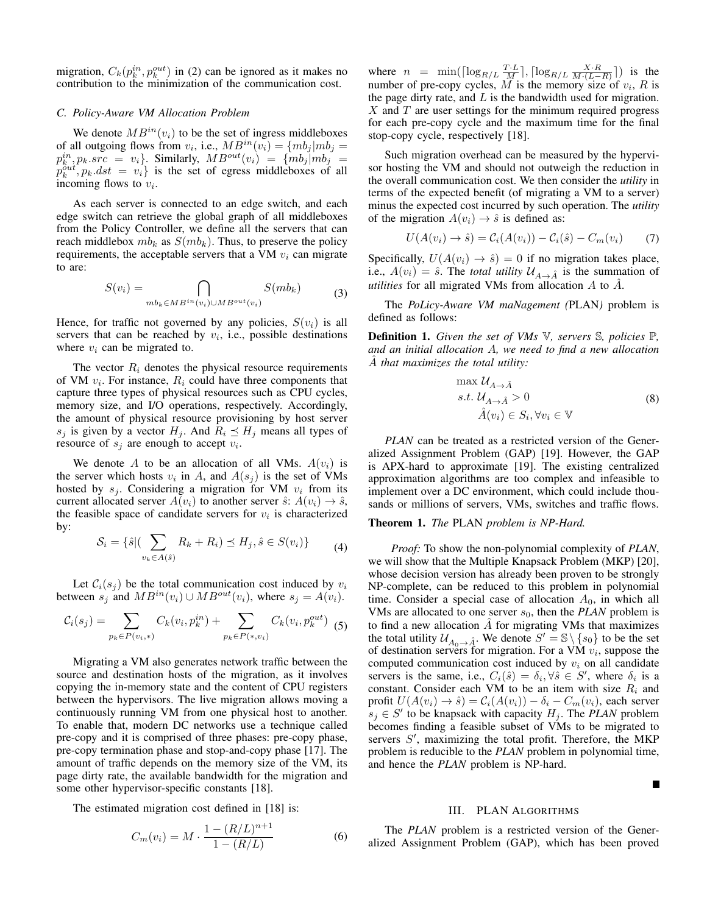migration, $C_k(p_k^{in}, p_k^{out})$ in (2) can be ignored as it makes no contribution to the minimization of the communication cost.

### C. Policy-Aware VM Allocation Problem

We denote $MB^{in}(v_i)$ to be the set of ingress middleboxes of all outgoing flows from $v_i$, i.e., $MB^{in}(v_i) = \{mb_j | mb_j = p_k^{in}, p_k.src = v_i\}$. Similarly, $MB^{out}(v_i) = \{mb_j | mb_j = p_k^{out}, p_k.dst = v_i\}$ is the set of egress middleboxes of all incoming flows to $v_i$.

As each server is connected to an edge switch, and each edge switch can retrieve the global graph of all middleboxes from the Policy Controller, we define all the servers that can reach middlebox $mb_k$ as $S(mb_k)$. Thus, to preserve the policy requirements, the acceptable servers that a VM $v_i$ can migrate to are:

$$S(v_i) = \bigcap_{mb_k \in MB^{in}(v_i) \cup MB^{out}(v_i)} S(mb_k) \tag{3}$$

Hence, for traffic not governed by any policies, $S(v_i)$ is all servers that can be reached by $v_i$, i.e., possible destinations where $v_i$ can be migrated to.

The vector $R_i$ denotes the physical resource requirements of VM $v_i$. For instance, $R_i$ could have three components that capture three types of physical resources such as CPU cycles, memory size, and I/O operations, respectively. Accordingly, the amount of physical resource provisioning by host server $s_j$ is given by a vector $H_j$. And $R_i \preceq H_j$ means all types of resource of $s_j$ are enough to accept $v_i$.

We denote $A$ to be an allocation of all VMs. $A(v_i)$ is the server which hosts $v_i$ in $A$, and $A(s_j)$ is the set of VMs hosted by $s_j$. Considering a migration for VM $v_i$ from its current allocated server $A(v_i)$ to another server $\hat{s}$: $A(v_i) \rightarrow \hat{s}$, the feasible space of candidate servers for $v_i$ is characterized by:

$$\mathcal{S}_i = \{\hat{s} | (\sum_{v_k \in A(\hat{s})} R_k + R_i) \preceq H_j, \hat{s} \in S(v_i)\} \tag{4}$$

Let $\mathcal{C}_i(s_j)$ be the total communication cost induced by $v_i$ between $s_j$ and $MB^{in}(v_i) \cup MB^{out}(v_i)$, where $s_j = A(v_i)$.

$$\mathcal{C}_i(s_j) = \sum_{p_k \in P(v_i,*)} C_k(v_i, p_k^{in}) + \sum_{p_k \in P(*,v_i)} C_k(v_i, p_k^{out}) \tag{5}$$

Migrating a VM also generates network traffic between the source and destination hosts of the migration, as it involves copying the in-memory state and the content of CPU registers between the hypervisors. The live migration allows moving a continuously running VM from one physical host to another. To enable that, modern DC networks use a technique called pre-copy and it is comprised of three phases: pre-copy phase, pre-copy termination phase and stop-and-copy phase [17]. The amount of traffic depends on the memory size of the VM, its page dirty rate, the available bandwidth for the migration and some other hypervisor-specific constants [18].

The estimated migration cost defined in [18] is:

$$C_m(v_i) = M \cdot \frac{1 - (R/L)^{n+1}}{1 - (R/L)} \tag{6}$$

where $n = \min(\lceil \log_{R/L} \frac{T \cdot L}{M} \rceil, \lceil \log_{R/L} \frac{X \cdot R}{M \cdot (L-R)} \rceil)$ is the number of pre-copy cycles, $M$ is the memory size of $v_i$, $R$ is the page dirty rate, and $L$ is the bandwidth used for migration. $X$ and $T$ are user settings for the minimum required progress for each pre-copy cycle and the maximum time for the final stop-copy cycle, respectively [18].

Such migration overhead can be measured by the hypervisor hosting the VM and should not outweigh the reduction in the overall communication cost. We then consider the *utility* in terms of the expected benefit (of migrating a VM to a server) minus the expected cost incurred by such operation. The *utility* of the migration $A(v_i) \rightarrow \hat{s}$ is defined as:

$$U(A(v_i) \rightarrow \hat{s}) = \mathcal{C}_i(A(v_i)) - \mathcal{C}_i(\hat{s}) - C_m(v_i) \tag{7}$$

Specifically, $U(A(v_i) \rightarrow \hat{s}) = 0$ if no migration takes place, i.e., $A(v_i) = \hat{s}$. The *total utility* $\mathcal{U}_{A \rightarrow \hat{A}}$ is the summation of *utilities* for all migrated VMs from allocation $A$ to $\hat{A}$.

The *PoLicy-Aware VM maNagement (*PLAN*)* problem is defined as follows:

**Definition 1.** *Given the set of VMs $\mathbb{V}$, servers $\mathbb{S}$, policies $\mathbb{P}$, and an initial allocation $A$, we need to find a new allocation $\hat{A}$ that maximizes the total utility:*

$$\begin{aligned} &\max \mathcal{U}_{A \rightarrow \hat{A}} \\ &s.t.\ \mathcal{U}_{A \rightarrow \hat{A}} > 0 \\ &\quad \hat{A}(v_i) \in S_i, \forall v_i \in \mathbb{V} \end{aligned} \tag{8}$$

*PLAN* can be treated as a restricted version of the Generalized Assignment Problem (GAP) [19]. However, the GAP is APX-hard to approximate [19]. The existing centralized approximation algorithms are too complex and infeasible to implement over a DC environment, which could include thousands or millions of servers, VMs, switches and traffic flows.

**Theorem 1.** *The* PLAN *problem is NP-Hard.*

*Proof:* To show the non-polynomial complexity of *PLAN*, we will show that the Multiple Knapsack Problem (MKP) [20], whose decision version has already been proven to be strongly NP-complete, can be reduced to this problem in polynomial time. Consider a special case of allocation $A_0$, in which all VMs are allocated to one server $s_0$, then the *PLAN* problem is to find a new allocation $\hat{A}$ for migrating VMs that maximizes the total utility $\mathcal{U}_{A_0 \rightarrow \hat{A}}$. We denote $S' = \mathbb{S} \setminus \{s_0\}$ to be the set of destination servers for migration. For a VM $v_i$, suppose the computed communication cost induced by $v_i$ on all candidate servers is the same, i.e., $C_i(\hat{s}) = \delta_i, \forall \hat{s} \in S'$, where $\delta_i$ is a constant. Consider each VM to be an item with size $R_i$ and profit $U(A(v_i) \rightarrow \hat{s}) = \mathcal{C}_i(A(v_i)) - \delta_i - C_m(v_i)$, each server $s_j \in S'$ to be knapsack with capacity $H_j$. The *PLAN* problem becomes finding a feasible subset of VMs to be migrated to servers $S'$, maximizing the total profit. Therefore, the MKP problem is reducible to the *PLAN* problem in polynomial time, and hence the *PLAN* problem is NP-hard. ∎

## III. PLAN Algorithms

The *PLAN* problem is a restricted version of the Generalized Assignment Problem (GAP), which has been proved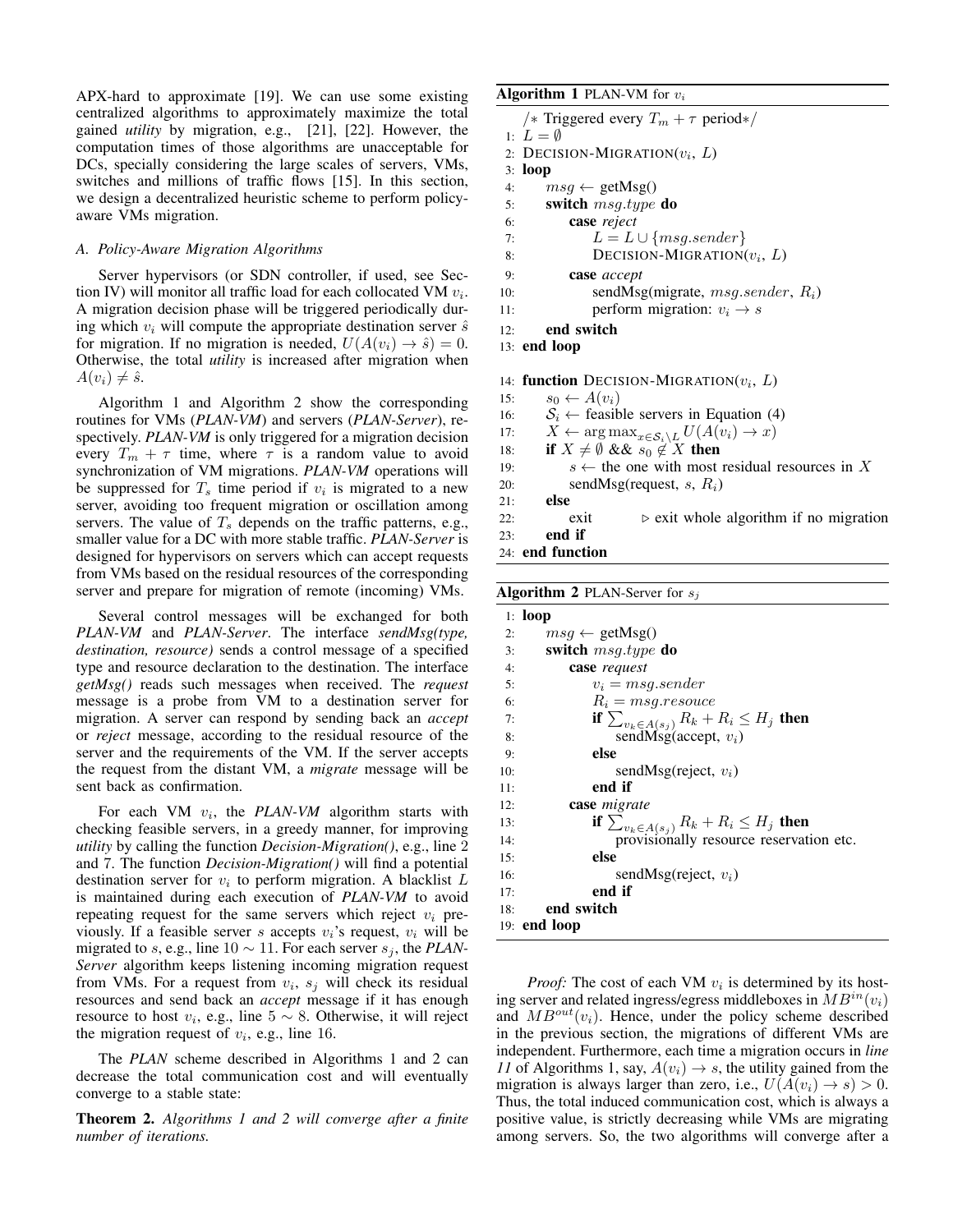APX-hard to approximate [19]. We can use some existing centralized algorithms to approximately maximize the total gained *utility* by migration, e.g., [21], [22]. However, the computation times of those algorithms are unacceptable for DCs, specially considering the large scales of servers, VMs, switches and millions of traffic flows [15]. In this section, we design a decentralized heuristic scheme to perform policy-aware VMs migration.

### A. Policy-Aware Migration Algorithms

Server hypervisors (or SDN controller, if used, see Section IV) will monitor all traffic load for each collocated VM $v_i$. A migration decision phase will be triggered periodically during which $v_i$ will compute the appropriate destination server $\hat{s}$ for migration. If no migration is needed, $U(A(v_i) \to \hat{s}) = 0$. Otherwise, the total *utility* is increased after migration when $A(v_i) \neq \hat{s}$.

Algorithm 1 and Algorithm 2 show the corresponding routines for VMs (*PLAN-VM*) and servers (*PLAN-Server*), respectively. *PLAN-VM* is only triggered for a migration decision every $T_m + \tau$ time, where $\tau$ is a random value to avoid synchronization of VM migrations. *PLAN-VM* operations will be suppressed for $T_s$ time period if $v_i$ is migrated to a new server, avoiding too frequent migration or oscillation among servers. The value of $T_s$ depends on the traffic patterns, e.g., smaller value for a DC with more stable traffic. *PLAN-Server* is designed for hypervisors on servers which can accept requests from VMs based on the residual resources of the corresponding server and prepare for migration of remote (incoming) VMs.

Several control messages will be exchanged for both *PLAN-VM* and *PLAN-Server*. The interface *sendMsg(type, destination, resource)* sends a control message of a specified type and resource declaration to the destination. The interface *getMsg()* reads such messages when received. The *request* message is a probe from VM to a destination server for migration. A server can respond by sending back an *accept* or *reject* message, according to the residual resource of the server and the requirements of the VM. If the server accepts the request from the distant VM, a *migrate* message will be sent back as confirmation.

For each VM $v_i$, the *PLAN-VM* algorithm starts with checking feasible servers, in a greedy manner, for improving *utility* by calling the function *Decision-Migration()*, e.g., line 2 and 7. The function *Decision-Migration()* will find a potential destination server for $v_i$ to perform migration. A blacklist $L$ is maintained during each execution of *PLAN-VM* to avoid repeating request for the same servers which reject $v_i$ previously. If a feasible server $s$ accepts $v_i$'s request, $v_i$ will be migrated to $s$, e.g., line $10 \sim 11$. For each server $s_j$, the *PLAN-Server* algorithm keeps listening incoming migration request from VMs. For a request from $v_i$, $s_j$ will check its residual resources and send back an *accept* message if it has enough resource to host $v_i$, e.g., line $5 \sim 8$. Otherwise, it will reject the migration request of $v_i$, e.g., line 16.

The *PLAN* scheme described in Algorithms 1 and 2 can decrease the total communication cost and will eventually converge to a stable state:

**Theorem 2.** *Algorithms 1 and 2 will converge after a finite number of iterations.*

**Algorithm 1** PLAN-VM for $v_i$

```
    /* Triggered every T_m + τ period */
 1: L = ∅
 2: DECISION-MIGRATION(v_i, L)
 3: loop
 4:     msg ← getMsg()
 5:     switch msg.type do
 6:         case reject
 7:             L = L ∪ {msg.sender}
 8:             DECISION-MIGRATION(v_i, L)
 9:         case accept
10:             sendMsg(migrate, msg.sender, R_i)
11:             perform migration: v_i → s
12:     end switch
13: end loop

14: function DECISION-MIGRATION(v_i, L)
15:     s_0 ← A(v_i)
16:     S_i ← feasible servers in Equation (4)
17:     X ← argmax_{x ∈ S_i \ L} U(A(v_i) → x)
18:     if X ≠ ∅ && s_0 ∉ X then
19:         s ← the one with most residual resources in X
20:         sendMsg(request, s, R_i)
21:     else
22:         exit            ▷ exit whole algorithm if no migration
23:     end if
24: end function
```

**Algorithm 2** PLAN-Server for $s_j$

```
 1: loop
 2:     msg ← getMsg()
 3:     switch msg.type do
 4:         case request
 5:             v_i = msg.sender
 6:             R_i = msg.resouce
 7:             if Σ_{v_k ∈ A(s_j)} R_k + R_i ≤ H_j then
 8:                 sendMsg(accept, v_i)
 9:             else
10:                 sendMsg(reject, v_i)
11:             end if
12:         case migrate
13:             if Σ_{v_k ∈ A(s_j)} R_k + R_i ≤ H_j then
14:                 provisionally resource reservation etc.
15:             else
16:                 sendMsg(reject, v_i)
17:             end if
18:     end switch
19: end loop
```

*Proof:* The cost of each VM $v_i$ is determined by its hosting server and related ingress/egress middleboxes in $MB^{in}(v_i)$ and $MB^{out}(v_i)$. Hence, under the policy scheme described in the previous section, the migrations of different VMs are independent. Furthermore, each time a migration occurs in *line 11* of Algorithms 1, say, $A(v_i) \to s$, the utility gained from the migration is always larger than zero, i.e., $U(A(v_i) \to s) > 0$. Thus, the total induced communication cost, which is always a positive value, is strictly decreasing while VMs are migrating among servers. So, the two algorithms will converge after a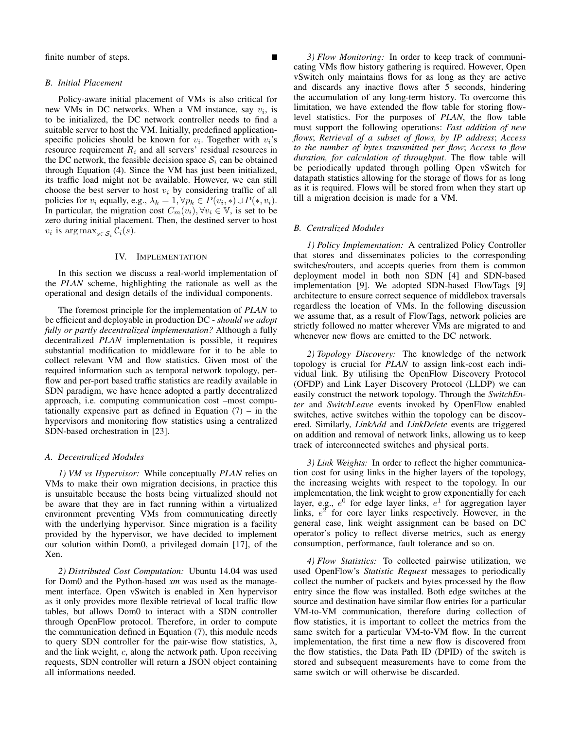finite number of steps. ∎

### B. Initial Placement

Policy-aware initial placement of VMs is also critical for new VMs in DC networks. When a VM instance, say $v_i$, is to be initialized, the DC network controller needs to find a suitable server to host the VM. Initially, predefined application-specific policies should be known for $v_i$. Together with $v_i$'s resource requirement $R_i$ and all servers' residual resources in the DC network, the feasible decision space $\mathcal{S}_i$ can be obtained through Equation (4). Since the VM has just been initialized, its traffic load might not be available. However, we can still choose the best server to host $v_i$ by considering traffic of all policies for $v_i$ equally, e.g., $\lambda_k = 1, \forall p_k \in P(v_i, *) \cup P(*, v_i)$. In particular, the migration cost $C_m(v_i), \forall v_i \in \mathbb{V}$, is set to be zero during initial placement. Then, the destined server to host $v_i$ is $\arg\max_{s \in \mathcal{S}_i} \mathcal{C}_i(s)$.

## IV. Implementation

In this section we discuss a real-world implementation of the *PLAN* scheme, highlighting the rationale as well as the operational and design details of the individual components.

The foremost principle for the implementation of *PLAN* to be efficient and deployable in production DC - *should we adopt fully or partly decentralized implementation?* Although a fully decentralized *PLAN* implementation is possible, it requires substantial modification to middleware for it to be able to collect relevant VM and flow statistics. Given most of the required information such as temporal network topology, per-flow and per-port based traffic statistics are readily available in SDN paradigm, we have hence adopted a partly decentralized approach, i.e. computing communication cost –most computationally expensive part as defined in Equation (7) – in the hypervisors and monitoring flow statistics using a centralized SDN-based orchestration in [23].

### A. Decentralized Modules

*1) VM vs Hypervisor:* While conceptually *PLAN* relies on VMs to make their own migration decisions, in practice this is unsuitable because the hosts being virtualized should not be aware that they are in fact running within a virtualized environment preventing VMs from communicating directly with the underlying hypervisor. Since migration is a facility provided by the hypervisor, we have decided to implement our solution within Dom0, a privileged domain [17], of the Xen.

*2) Distributed Cost Computation:* Ubuntu 14.04 was used for Dom0 and the Python-based *xm* was used as the management interface. Open vSwitch is enabled in Xen hypervisor as it only provides more flexible retrieval of local traffic flow tables, but allows Dom0 to interact with a SDN controller through OpenFlow protocol. Therefore, in order to compute the communication defined in Equation (7), this module needs to query SDN controller for the pair-wise flow statistics, $\lambda$, and the link weight, $c$, along the network path. Upon receiving requests, SDN controller will return a JSON object containing all informations needed.

*3) Flow Monitoring:* In order to keep track of communicating VMs flow history gathering is required. However, Open vSwitch only maintains flows for as long as they are active and discards any inactive flows after 5 seconds, hindering the accumulation of any long-term history. To overcome this limitation, we have extended the flow table for storing flow-level statistics. For the purposes of *PLAN*, the flow table must support the following operations: *Fast addition of new flows*; *Retrieval of a subset of flows, by IP address*; *Access to the number of bytes transmitted per flow*; *Access to flow duration, for calculation of throughput*. The flow table will be periodically updated through polling Open vSwitch for datapath statistics allowing for the storage of flows for as long as it is required. Flows will be stored from when they start up till a migration decision is made for a VM.

### B. Centralized Modules

*1) Policy Implementation:* A centralized Policy Controller that stores and disseminates policies to the corresponding switches/routers, and accepts queries from them is common deployment model in both non SDN [4] and SDN-based implementation [9]. We adopted SDN-based FlowTags [9] architecture to ensure correct sequence of middlebox traversals regardless the location of VMs. In the following discussion we assume that, as a result of FlowTags, network policies are strictly followed no matter wherever VMs are migrated to and whenever new flows are emitted to the DC network.

*2) Topology Discovery:* The knowledge of the network topology is crucial for *PLAN* to assign link-cost each individual link. By utilising the OpenFlow Discovery Protocol (OFDP) and Link Layer Discovery Protocol (LLDP) we can easily construct the network topology. Through the *SwitchEnter* and *SwitchLeave* events invoked by OpenFlow enabled switches, active switches within the topology can be discovered. Similarly, *LinkAdd* and *LinkDelete* events are triggered on addition and removal of network links, allowing us to keep track of interconnected switches and physical ports.

*3) Link Weights:* In order to reflect the higher communication cost for using links in the higher layers of the topology, the increasing weights with respect to the topology. In our implementation, the link weight to grow exponentially for each layer, e.g., $e^0$ for edge layer links, $e^1$ for aggregation layer links, $e^2$ for core layer links respectively. However, in the general case, link weight assignment can be based on DC operator's policy to reflect diverse metrics, such as energy consumption, performance, fault tolerance and so on.

*4) Flow Statistics:* To collected pairwise utilization, we used OpenFlow's *Statistic Request* messages to periodically collect the number of packets and bytes processed by the flow entry since the flow was installed. Both edge switches at the source and destination have similar flow entries for a particular VM-to-VM communication, therefore during collection of flow statistics, it is important to collect the metrics from the same switch for a particular VM-to-VM flow. In the current implementation, the first time a new flow is discovered from the flow statistics, the Data Path ID (DPID) of the switch is stored and subsequent measurements have to come from the same switch or will otherwise be discarded.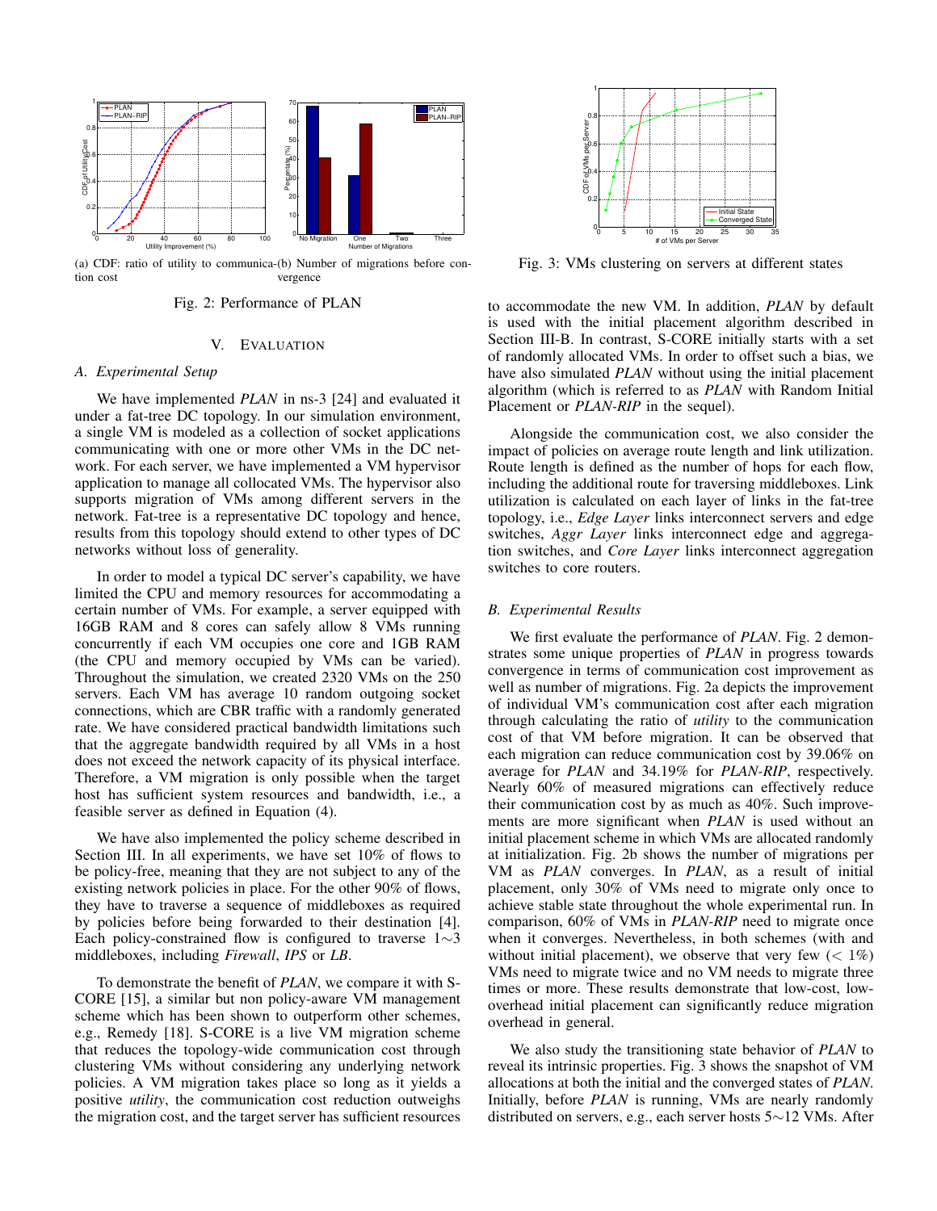(a) CDF: ratio of utility to communication cost

(b) Number of migrations before convergence

Fig. 2: Performance of PLAN

Fig. 3: VMs clustering on servers at different states

## V. Evaluation

### A. Experimental Setup

We have implemented *PLAN* in ns-3 [24] and evaluated it under a fat-tree DC topology. In our simulation environment, a single VM is modeled as a collection of socket applications communicating with one or more other VMs in the DC network. For each server, we have implemented a VM hypervisor application to manage all collocated VMs. The hypervisor also supports migration of VMs among different servers in the network. Fat-tree is a representative DC topology and hence, results from this topology should extend to other types of DC networks without loss of generality.

In order to model a typical DC server's capability, we have limited the CPU and memory resources for accommodating a certain number of VMs. For example, a server equipped with 16GB RAM and 8 cores can safely allow 8 VMs running concurrently if each VM occupies one core and 1GB RAM (the CPU and memory occupied by VMs can be varied). Throughout the simulation, we created 2320 VMs on the 250 servers. Each VM has average 10 random outgoing socket connections, which are CBR traffic with a randomly generated rate. We have considered practical bandwidth limitations such that the aggregate bandwidth required by all VMs in a host does not exceed the network capacity of its physical interface. Therefore, a VM migration is only possible when the target host has sufficient system resources and bandwidth, i.e., a feasible server as defined in Equation (4).

We have also implemented the policy scheme described in Section III. In all experiments, we have set 10% of flows to be policy-free, meaning that they are not subject to any of the existing network policies in place. For the other 90% of flows, they have to traverse a sequence of middleboxes as required by policies before being forwarded to their destination [4]. Each policy-constrained flow is configured to traverse 1$\sim$3 middleboxes, including *Firewall*, *IPS* or *LB*.

To demonstrate the benefit of *PLAN*, we compare it with S-CORE [15], a similar but non policy-aware VM management scheme which has been shown to outperform other schemes, e.g., Remedy [18]. S-CORE is a live VM migration scheme that reduces the topology-wide communication cost through clustering VMs without considering any underlying network policies. A VM migration takes place so long as it yields a positive *utility*, the communication cost reduction outweighs the migration cost, and the target server has sufficient resources to accommodate the new VM. In addition, *PLAN* by default is used with the initial placement algorithm described in Section III-B. In contrast, S-CORE initially starts with a set of randomly allocated VMs. In order to offset such a bias, we have also simulated *PLAN* without using the initial placement algorithm (which is referred to as *PLAN* with Random Initial Placement or *PLAN-RIP* in the sequel).

Alongside the communication cost, we also consider the impact of policies on average route length and link utilization. Route length is defined as the number of hops for each flow, including the additional route for traversing middleboxes. Link utilization is calculated on each layer of links in the fat-tree topology, i.e., *Edge Layer* links interconnect servers and edge switches, *Aggr Layer* links interconnect edge and aggregation switches, and *Core Layer* links interconnect aggregation switches to core routers.

### B. Experimental Results

We first evaluate the performance of *PLAN*. Fig. 2 demonstrates some unique properties of *PLAN* in progress towards convergence in terms of communication cost improvement as well as number of migrations. Fig. 2a depicts the improvement of individual VM's communication cost after each migration through calculating the ratio of *utility* to the communication cost of that VM before migration. It can be observed that each migration can reduce communication cost by 39.06% on average for *PLAN* and 34.19% for *PLAN-RIP*, respectively. Nearly 60% of measured migrations can effectively reduce their communication cost by as much as 40%. Such improvements are more significant when *PLAN* is used without an initial placement scheme in which VMs are allocated randomly at initialization. Fig. 2b shows the number of migrations per VM as *PLAN* converges. In *PLAN*, as a result of initial placement, only 30% of VMs need to migrate only once to achieve stable state throughout the whole experimental run. In comparison, 60% of VMs in *PLAN-RIP* need to migrate once when it converges. Nevertheless, in both schemes (with and without initial placement), we observe that very few ($< 1\%$) VMs need to migrate twice and no VM needs to migrate three times or more. These results demonstrate that low-cost, low-overhead initial placement can significantly reduce migration overhead in general.

We also study the transitioning state behavior of *PLAN* to reveal its intrinsic properties. Fig. 3 shows the snapshot of VM allocations at both the initial and the converged states of *PLAN*. Initially, before *PLAN* is running, VMs are nearly randomly distributed on servers, e.g., each server hosts 5$\sim$12 VMs. After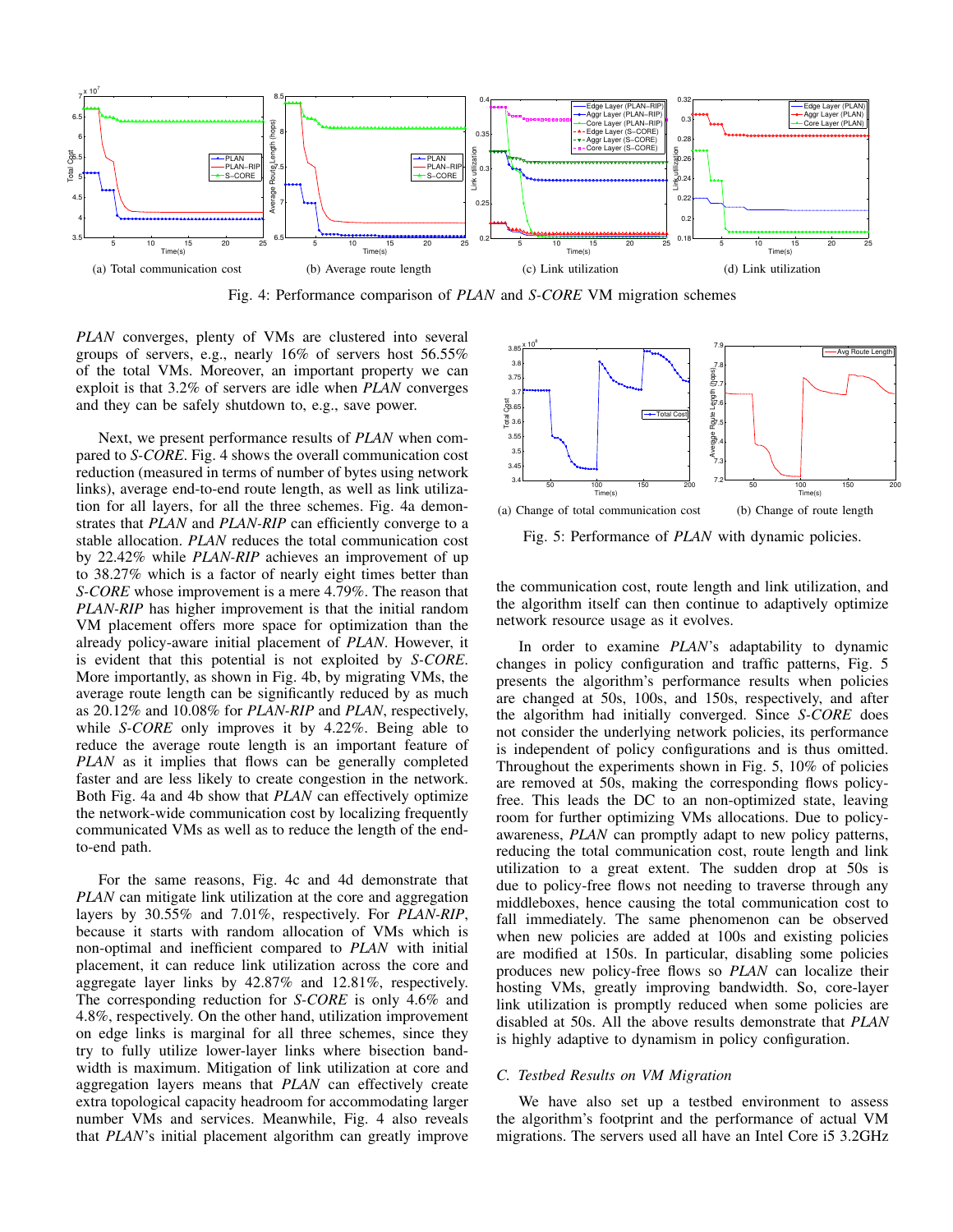(a) Total communication cost (b) Average route length (c) Link utilization (d) Link utilization

Fig. 4: Performance comparison of *PLAN* and *S-CORE* VM migration schemes

*PLAN* converges, plenty of VMs are clustered into several groups of servers, e.g., nearly 16% of servers host 56.55% of the total VMs. Moreover, an important property we can exploit is that 3.2% of servers are idle when *PLAN* converges and they can be safely shutdown to, e.g., save power.

Next, we present performance results of *PLAN* when compared to *S-CORE*. Fig. 4 shows the overall communication cost reduction (measured in terms of number of bytes using network links), average end-to-end route length, as well as link utilization for all layers, for all the three schemes. Fig. 4a demonstrates that *PLAN* and *PLAN-RIP* can efficiently converge to a stable allocation. *PLAN* reduces the total communication cost by 22.42% while *PLAN-RIP* achieves an improvement of up to 38.27% which is a factor of nearly eight times better than *S-CORE* whose improvement is a mere 4.79%. The reason that *PLAN-RIP* has higher improvement is that the initial random VM placement offers more space for optimization than the already policy-aware initial placement of *PLAN*. However, it is evident that this potential is not exploited by *S-CORE*. More importantly, as shown in Fig. 4b, by migrating VMs, the average route length can be significantly reduced by as much as 20.12% and 10.08% for *PLAN-RIP* and *PLAN*, respectively, while *S-CORE* only improves it by 4.22%. Being able to reduce the average route length is an important feature of *PLAN* as it implies that flows can be generally completed faster and are less likely to create congestion in the network. Both Fig. 4a and 4b show that *PLAN* can effectively optimize the network-wide communication cost by localizing frequently communicated VMs as well as to reduce the length of the end-to-end path.

For the same reasons, Fig. 4c and 4d demonstrate that *PLAN* can mitigate link utilization at the core and aggregation layers by 30.55% and 7.01%, respectively. For *PLAN-RIP*, because it starts with random allocation of VMs which is non-optimal and inefficient compared to *PLAN* with initial placement, it can reduce link utilization across the core and aggregate layer links by 42.87% and 12.81%, respectively. The corresponding reduction for *S-CORE* is only 4.6% and 4.8%, respectively. On the other hand, utilization improvement on edge links is marginal for all three schemes, since they try to fully utilize lower-layer links where bisection bandwidth is maximum. Mitigation of link utilization at core and aggregation layers means that *PLAN* can effectively create extra topological capacity headroom for accommodating larger number VMs and services. Meanwhile, Fig. 4 also reveals that *PLAN*'s initial placement algorithm can greatly improve the communication cost, route length and link utilization, and the algorithm itself can then continue to adaptively optimize network resource usage as it evolves.

(a) Change of total communication cost (b) Change of route length

Fig. 5: Performance of *PLAN* with dynamic policies.

In order to examine *PLAN*'s adaptability to dynamic changes in policy configuration and traffic patterns, Fig. 5 presents the algorithm's performance results when policies are changed at 50s, 100s, and 150s, respectively, and after the algorithm had initially converged. Since *S-CORE* does not consider the underlying network policies, its performance is independent of policy configurations and is thus omitted. Throughout the experiments shown in Fig. 5, 10% of policies are removed at 50s, making the corresponding flows policy-free. This leads the DC to an non-optimized state, leaving room for further optimizing VMs allocations. Due to policy-awareness, *PLAN* can promptly adapt to new policy patterns, reducing the total communication cost, route length and link utilization to a great extent. The sudden drop at 50s is due to policy-free flows not needing to traverse through any middleboxes, hence causing the total communication cost to fall immediately. The same phenomenon can be observed when new policies are added at 100s and existing policies are modified at 150s. In particular, disabling some policies produces new policy-free flows so *PLAN* can localize their hosting VMs, greatly improving bandwidth. So, core-layer link utilization is promptly reduced when some policies are disabled at 50s. All the above results demonstrate that *PLAN* is highly adaptive to dynamism in policy configuration.

### C. Testbed Results on VM Migration

We have also set up a testbed environment to assess the algorithm's footprint and the performance of actual VM migrations. The servers used all have an Intel Core i5 3.2GHz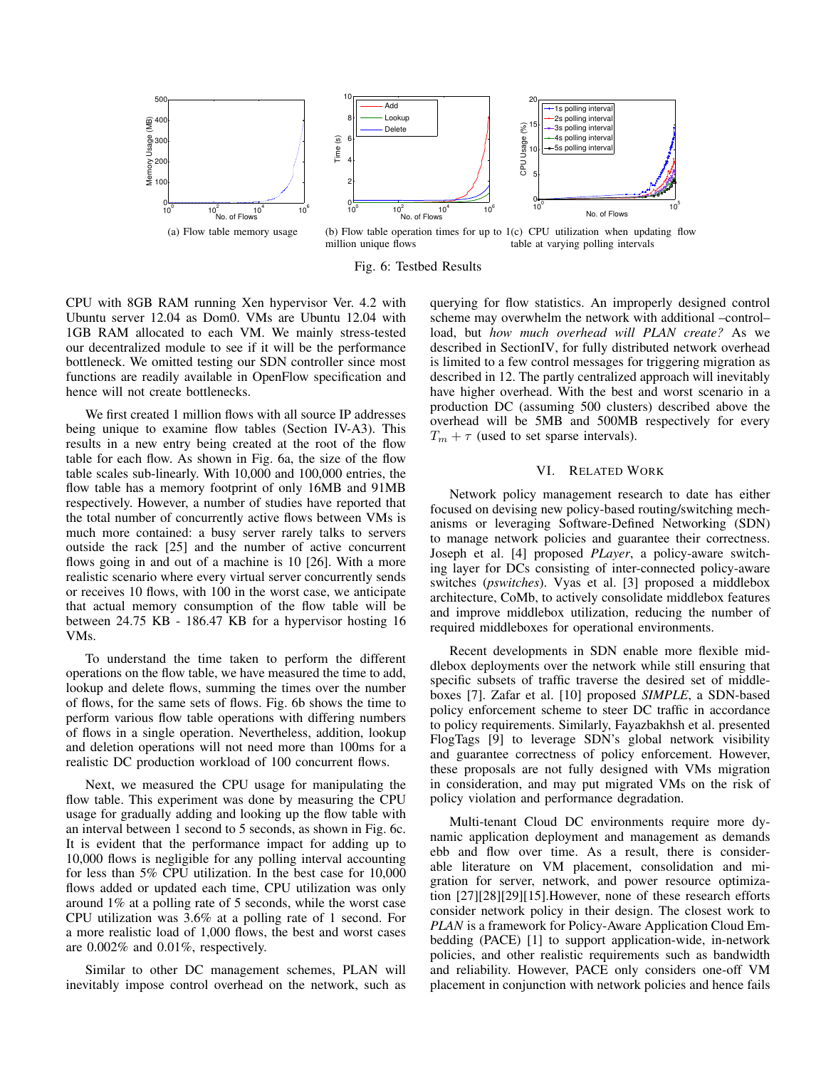(a) Flow table memory usage

(b) Flow table operation times for up to 1 million unique flows

(c) CPU utilization when updating flow table at varying polling intervals

Fig. 6: Testbed Results

CPU with 8GB RAM running Xen hypervisor Ver. 4.2 with Ubuntu server 12.04 as Dom0. VMs are Ubuntu 12.04 with 1GB RAM allocated to each VM. We mainly stress-tested our decentralized module to see if it will be the performance bottleneck. We omitted testing our SDN controller since most functions are readily available in OpenFlow specification and hence will not create bottlenecks.

We first created 1 million flows with all source IP addresses being unique to examine flow tables (Section IV-A3). This results in a new entry being created at the root of the flow table for each flow. As shown in Fig. 6a, the size of the flow table scales sub-linearly. With 10,000 and 100,000 entries, the flow table has a memory footprint of only 16MB and 91MB respectively. However, a number of studies have reported that the total number of concurrently active flows between VMs is much more contained: a busy server rarely talks to servers outside the rack [25] and the number of active concurrent flows going in and out of a machine is 10 [26]. With a more realistic scenario where every virtual server concurrently sends or receives 10 flows, with 100 in the worst case, we anticipate that actual memory consumption of the flow table will be between 24.75 KB - 186.47 KB for a hypervisor hosting 16 VMs.

To understand the time taken to perform the different operations on the flow table, we have measured the time to add, lookup and delete flows, summing the times over the number of flows, for the same sets of flows. Fig. 6b shows the time to perform various flow table operations with differing numbers of flows in a single operation. Nevertheless, addition, lookup and deletion operations will not need more than 100ms for a realistic DC production workload of 100 concurrent flows.

Next, we measured the CPU usage for manipulating the flow table. This experiment was done by measuring the CPU usage for gradually adding and looking up the flow table with an interval between 1 second to 5 seconds, as shown in Fig. 6c. It is evident that the performance impact for adding up to 10,000 flows is negligible for any polling interval accounting for less than 5% CPU utilization. In the best case for 10,000 flows added or updated each time, CPU utilization was only around 1% at a polling rate of 5 seconds, while the worst case CPU utilization was 3.6% at a polling rate of 1 second. For a more realistic load of 1,000 flows, the best and worst cases are 0.002% and 0.01%, respectively.

Similar to other DC management schemes, PLAN will inevitably impose control overhead on the network, such as querying for flow statistics. An improperly designed control scheme may overwhelm the network with additional –control– load, but *how much overhead will PLAN create?* As we described in SectionIV, for fully distributed network overhead is limited to a few control messages for triggering migration as described in 12. The partly centralized approach will inevitably have higher overhead. With the best and worst scenario in a production DC (assuming 500 clusters) described above the overhead will be 5MB and 500MB respectively for every $T_m + \tau$ (used to set sparse intervals).

## VI. Related Work

Network policy management research to date has either focused on devising new policy-based routing/switching mechanisms or leveraging Software-Defined Networking (SDN) to manage network policies and guarantee their correctness. Joseph et al. [4] proposed *PLayer*, a policy-aware switching layer for DCs consisting of inter-connected policy-aware switches (*pswitches*). Vyas et al. [3] proposed a middlebox architecture, CoMb, to actively consolidate middlebox features and improve middlebox utilization, reducing the number of required middleboxes for operational environments.

Recent developments in SDN enable more flexible middlebox deployments over the network while still ensuring that specific subsets of traffic traverse the desired set of middleboxes [7]. Zafar et al. [10] proposed *SIMPLE*, a SDN-based policy enforcement scheme to steer DC traffic in accordance to policy requirements. Similarly, Fayazbakhsh et al. presented FlogTags [9] to leverage SDN's global network visibility and guarantee correctness of policy enforcement. However, these proposals are not fully designed with VMs migration in consideration, and may put migrated VMs on the risk of policy violation and performance degradation.

Multi-tenant Cloud DC environments require more dynamic application deployment and management as demands ebb and flow over time. As a result, there is considerable literature on VM placement, consolidation and migration for server, network, and power resource optimization [27][28][29][15].However, none of these research efforts consider network policy in their design. The closest work to *PLAN* is a framework for Policy-Aware Application Cloud Embedding (PACE) [1] to support application-wide, in-network policies, and other realistic requirements such as bandwidth and reliability. However, PACE only considers one-off VM placement in conjunction with network policies and hence fails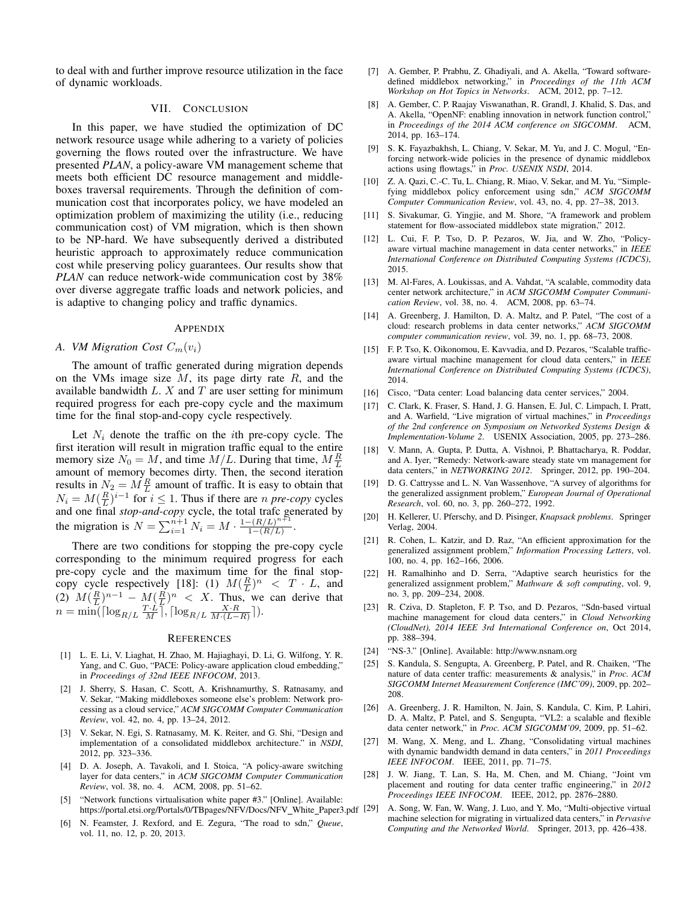to deal with and further improve resource utilization in the face of dynamic workloads.

## VII. Conclusion

In this paper, we have studied the optimization of DC network resource usage while adhering to a variety of policies governing the flows routed over the infrastructure. We have presented *PLAN*, a policy-aware VM management scheme that meets both efficient DC resource management and middleboxes traversal requirements. Through the definition of communication cost that incorporates policy, we have modeled an optimization problem of maximizing the utility (i.e., reducing communication cost) of VM migration, which is then shown to be NP-hard. We have subsequently derived a distributed heuristic approach to approximately reduce communication cost while preserving policy guarantees. Our results show that *PLAN* can reduce network-wide communication cost by 38% over diverse aggregate traffic loads and network policies, and is adaptive to changing policy and traffic dynamics.

## Appendix

### A. VM Migration Cost $C_m(v_i)$

The amount of traffic generated during migration depends on the VMs image size $M$, its page dirty rate $R$, and the available bandwidth $L$. $X$ and $T$ are user setting for minimum required progress for each pre-copy cycle and the maximum time for the final stop-and-copy cycle respectively.

Let $N_i$ denote the traffic on the $i$th pre-copy cycle. The first iteration will result in migration traffic equal to the entire memory size $N_0 = M$, and time $M/L$. During that time, $M\frac{R}{L}$ amount of memory becomes dirty. Then, the second iteration results in $N_2 = M\frac{R}{L}$ amount of traffic. It is easy to obtain that $N_i = M(\frac{R}{L})^{i-1}$ for $i \leq 1$. Thus if there are $n$ *pre-copy* cycles and one final *stop-and-copy* cycle, the total trafc generated by the migration is $N = \sum_{i=1}^{n+1} N_i = M \cdot \frac{1-(R/L)^{n+1}}{1-(R/L)}$.

There are two conditions for stopping the pre-copy cycle corresponding to the minimum required progress for each pre-copy cycle and the maximum time for the final stop-copy cycle respectively [18]: (1) $M(\frac{R}{L})^n < T \cdot L$, and (2) $M(\frac{R}{L})^{n-1} - M(\frac{R}{L})^n < X$. Thus, we can derive that $n = \min(\lceil \log_{R/L} \frac{T \cdot L}{M} \rceil, \lceil \log_{R/L} \frac{X \cdot R}{M \cdot (L-R)} \rceil)$.

## References

[1] L. E. Li, V. Liaghat, H. Zhao, M. Hajiaghayi, D. Li, G. Wilfong, Y. R. Yang, and C. Guo, "PACE: Policy-aware application cloud embedding," in *Proceedings of 32nd IEEE INFOCOM*, 2013.

[2] J. Sherry, S. Hasan, C. Scott, A. Krishnamurthy, S. Ratnasamy, and V. Sekar, "Making middleboxes someone else's problem: Network processing as a cloud service," *ACM SIGCOMM Computer Communication Review*, vol. 42, no. 4, pp. 13–24, 2012.

[3] V. Sekar, N. Egi, S. Ratnasamy, M. K. Reiter, and G. Shi, "Design and implementation of a consolidated middlebox architecture." in *NSDI*, 2012, pp. 323–336.

[4] D. A. Joseph, A. Tavakoli, and I. Stoica, "A policy-aware switching layer for data centers," in *ACM SIGCOMM Computer Communication Review*, vol. 38, no. 4. ACM, 2008, pp. 51–62.

[5] "Network functions virtualisation white paper #3." [Online]. Available: https://portal.etsi.org/Portals/0/TBpages/NFV/Docs/NFV_White_Paper3.pdf

[6] N. Feamster, J. Rexford, and E. Zegura, "The road to sdn," *Queue*, vol. 11, no. 12, p. 20, 2013.

[7] A. Gember, P. Prabhu, Z. Ghadiyali, and A. Akella, "Toward software-defined middlebox networking," in *Proceedings of the 11th ACM Workshop on Hot Topics in Networks*. ACM, 2012, pp. 7–12.

[8] A. Gember, C. P. Raajay Viswanathan, R. Grandl, J. Khalid, S. Das, and A. Akella, "OpenNF: enabling innovation in network function control," in *Proceedings of the 2014 ACM conference on SIGCOMM*. ACM, 2014, pp. 163–174.

[9] S. K. Fayazbakhsh, L. Chiang, V. Sekar, M. Yu, and J. C. Mogul, "Enforcing network-wide policies in the presence of dynamic middlebox actions using flowtags," in *Proc. USENIX NSDI*, 2014.

[10] Z. A. Qazi, C.-C. Tu, L. Chiang, R. Miao, V. Sekar, and M. Yu, "Simple-fying middlebox policy enforcement using sdn," *ACM SIGCOMM Computer Communication Review*, vol. 43, no. 4, pp. 27–38, 2013.

[11] S. Sivakumar, G. Yingjie, and M. Shore, "A framework and problem statement for flow-associated middlebox state migration," 2012.

[12] L. Cui, F. P. Tso, D. P. Pezaros, W. Jia, and W. Zho, "Policy-aware virtual machine management in data center networks," in *IEEE International Conference on Distributed Computing Systems (ICDCS)*, 2015.

[13] M. Al-Fares, A. Loukissas, and A. Vahdat, "A scalable, commodity data center network architecture," in *ACM SIGCOMM Computer Communication Review*, vol. 38, no. 4. ACM, 2008, pp. 63–74.

[14] A. Greenberg, J. Hamilton, D. A. Maltz, and P. Patel, "The cost of a cloud: research problems in data center networks," *ACM SIGCOMM computer communication review*, vol. 39, no. 1, pp. 68–73, 2008.

[15] F. P. Tso, K. Oikonomou, E. Kavvadia, and D. Pezaros, "Scalable traffic-aware virtual machine management for cloud data centers," in *IEEE International Conference on Distributed Computing Systems (ICDCS)*, 2014.

[16] Cisco, "Data center: Load balancing data center services," 2004.

[17] C. Clark, K. Fraser, S. Hand, J. G. Hansen, E. Jul, C. Limpach, I. Pratt, and A. Warfield, "Live migration of virtual machines," in *Proceedings of the 2nd conference on Symposium on Networked Systems Design & Implementation-Volume 2*. USENIX Association, 2005, pp. 273–286.

[18] V. Mann, A. Gupta, P. Dutta, A. Vishnoi, P. Bhattacharya, R. Poddar, and A. Iyer, "Remedy: Network-aware steady state vm management for data centers," in *NETWORKING 2012*. Springer, 2012, pp. 190–204.

[19] D. G. Cattrysse and L. N. Van Wassenhove, "A survey of algorithms for the generalized assignment problem," *European Journal of Operational Research*, vol. 60, no. 3, pp. 260–272, 1992.

[20] H. Kellerer, U. Pferschy, and D. Pisinger, *Knapsack problems*. Springer Verlag, 2004.

[21] R. Cohen, L. Katzir, and D. Raz, "An efficient approximation for the generalized assignment problem," *Information Processing Letters*, vol. 100, no. 4, pp. 162–166, 2006.

[22] H. Ramalhinho and D. Serra, "Adaptive search heuristics for the generalized assignment problem," *Mathware & soft computing*, vol. 9, no. 3, pp. 209–234, 2008.

[23] R. Cziva, D. Stapleton, F. P. Tso, and D. Pezaros, "Sdn-based virtual machine management for cloud data centers," in *Cloud Networking (CloudNet), 2014 IEEE 3rd International Conference on*, Oct 2014, pp. 388–394.

[24] "NS-3." [Online]. Available: http://www.nsnam.org

[25] S. Kandula, S. Sengupta, A. Greenberg, P. Patel, and R. Chaiken, "The nature of data center traffic: measurements & analysis," in *Proc. ACM SIGCOMM Internet Measurement Conference (IMC'09)*, 2009, pp. 202–208.

[26] A. Greenberg, J. R. Hamilton, N. Jain, S. Kandula, C. Kim, P. Lahiri, D. A. Maltz, P. Patel, and S. Sengupta, "VL2: a scalable and flexible data center network," in *Proc. ACM SIGCOMM'09*, 2009, pp. 51–62.

[27] M. Wang, X. Meng, and L. Zhang, "Consolidating virtual machines with dynamic bandwidth demand in data centers," in *2011 Proceedings IEEE INFOCOM*. IEEE, 2011, pp. 71–75.

[28] J. W. Jiang, T. Lan, S. Ha, M. Chen, and M. Chiang, "Joint vm placement and routing for data center traffic engineering," in *2012 Proceedings IEEE INFOCOM*. IEEE, 2012, pp. 2876–2880.

[29] A. Song, W. Fan, W. Wang, J. Luo, and Y. Mo, "Multi-objective virtual machine selection for migrating in virtualized data centers," in *Pervasive Computing and the Networked World*. Springer, 2013, pp. 426–438.